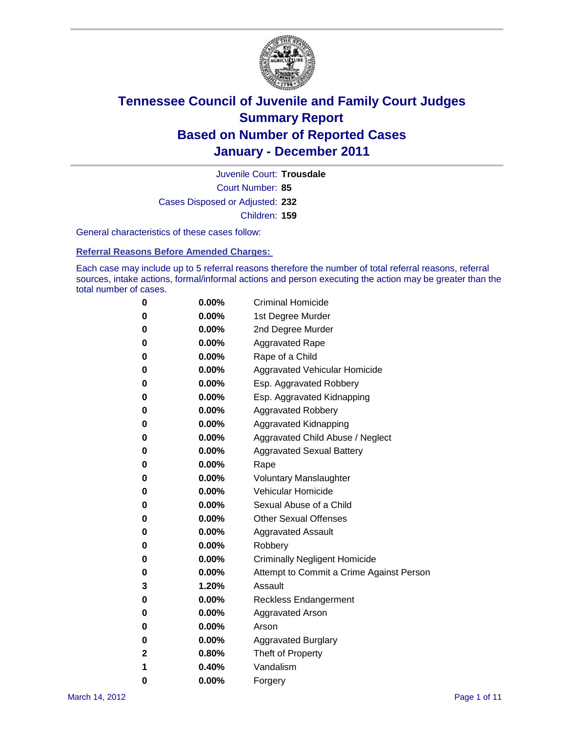# Tennessee Council of Juvenile and Family Court Judges
# Summary Report
# Based on Number of Reported Cases
# January - December 2011

Juvenile Court: **Trousdale**

Court Number: **85**

Cases Disposed or Adjusted: **232**

Children: **159**

General characteristics of these cases follow:

## Referral Reasons Before Amended Charges:

Each case may include up to 5 referral reasons therefore the number of total referral reasons, referral sources, intake actions, formal/informal actions and person executing the action may be greater than the total number of cases.

| | | |
|---|---|---|
| 0 | 0.00% | Criminal Homicide |
| 0 | 0.00% | 1st Degree Murder |
| 0 | 0.00% | 2nd Degree Murder |
| 0 | 0.00% | Aggravated Rape |
| 0 | 0.00% | Rape of a Child |
| 0 | 0.00% | Aggravated Vehicular Homicide |
| 0 | 0.00% | Esp. Aggravated Robbery |
| 0 | 0.00% | Esp. Aggravated Kidnapping |
| 0 | 0.00% | Aggravated Robbery |
| 0 | 0.00% | Aggravated Kidnapping |
| 0 | 0.00% | Aggravated Child Abuse / Neglect |
| 0 | 0.00% | Aggravated Sexual Battery |
| 0 | 0.00% | Rape |
| 0 | 0.00% | Voluntary Manslaughter |
| 0 | 0.00% | Vehicular Homicide |
| 0 | 0.00% | Sexual Abuse of a Child |
| 0 | 0.00% | Other Sexual Offenses |
| 0 | 0.00% | Aggravated Assault |
| 0 | 0.00% | Robbery |
| 0 | 0.00% | Criminally Negligent Homicide |
| 0 | 0.00% | Attempt to Commit a Crime Against Person |
| 3 | 1.20% | Assault |
| 0 | 0.00% | Reckless Endangerment |
| 0 | 0.00% | Aggravated Arson |
| 0 | 0.00% | Arson |
| 0 | 0.00% | Aggravated Burglary |
| 2 | 0.80% | Theft of Property |
| 1 | 0.40% | Vandalism |
| 0 | 0.00% | Forgery |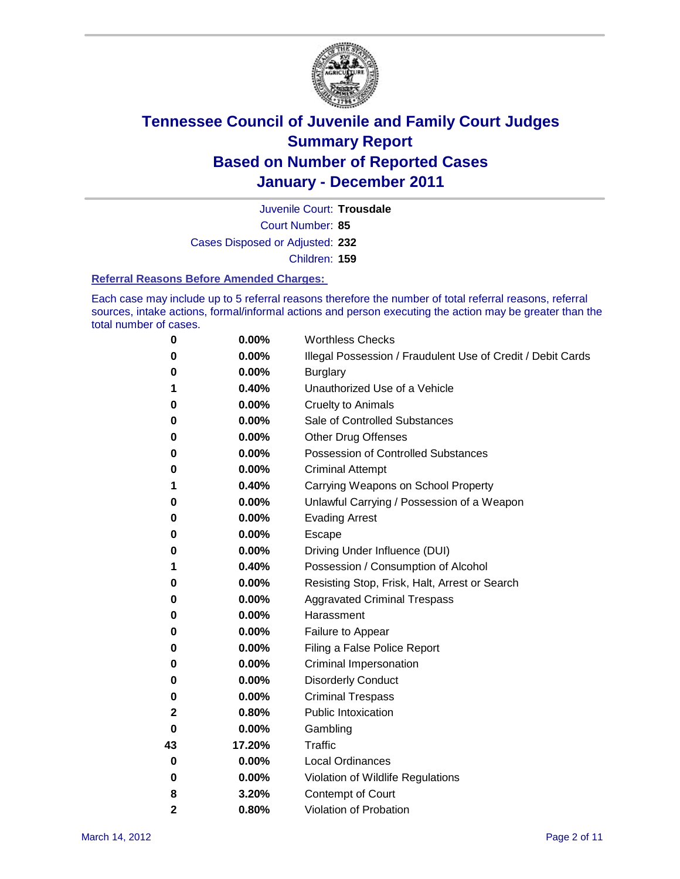# Tennessee Council of Juvenile and Family Court Judges
# Summary Report
# Based on Number of Reported Cases
# January - December 2011

Juvenile Court: **Trousdale**

Court Number: **85**

Cases Disposed or Adjusted: **232**

Children: **159**

### Referral Reasons Before Amended Charges:

Each case may include up to 5 referral reasons therefore the number of total referral reasons, referral sources, intake actions, formal/informal actions and person executing the action may be greater than the total number of cases.

| Count | Percent | Referral Reason |
|---|---|---|
| 0 | 0.00% | Worthless Checks |
| 0 | 0.00% | Illegal Possession / Fraudulent Use of Credit / Debit Cards |
| 0 | 0.00% | Burglary |
| 1 | 0.40% | Unauthorized Use of a Vehicle |
| 0 | 0.00% | Cruelty to Animals |
| 0 | 0.00% | Sale of Controlled Substances |
| 0 | 0.00% | Other Drug Offenses |
| 0 | 0.00% | Possession of Controlled Substances |
| 0 | 0.00% | Criminal Attempt |
| 1 | 0.40% | Carrying Weapons on School Property |
| 0 | 0.00% | Unlawful Carrying / Possession of a Weapon |
| 0 | 0.00% | Evading Arrest |
| 0 | 0.00% | Escape |
| 0 | 0.00% | Driving Under Influence (DUI) |
| 1 | 0.40% | Possession / Consumption of Alcohol |
| 0 | 0.00% | Resisting Stop, Frisk, Halt, Arrest or Search |
| 0 | 0.00% | Aggravated Criminal Trespass |
| 0 | 0.00% | Harassment |
| 0 | 0.00% | Failure to Appear |
| 0 | 0.00% | Filing a False Police Report |
| 0 | 0.00% | Criminal Impersonation |
| 0 | 0.00% | Disorderly Conduct |
| 0 | 0.00% | Criminal Trespass |
| 2 | 0.80% | Public Intoxication |
| 0 | 0.00% | Gambling |
| 43 | 17.20% | Traffic |
| 0 | 0.00% | Local Ordinances |
| 0 | 0.00% | Violation of Wildlife Regulations |
| 8 | 3.20% | Contempt of Court |
| 2 | 0.80% | Violation of Probation |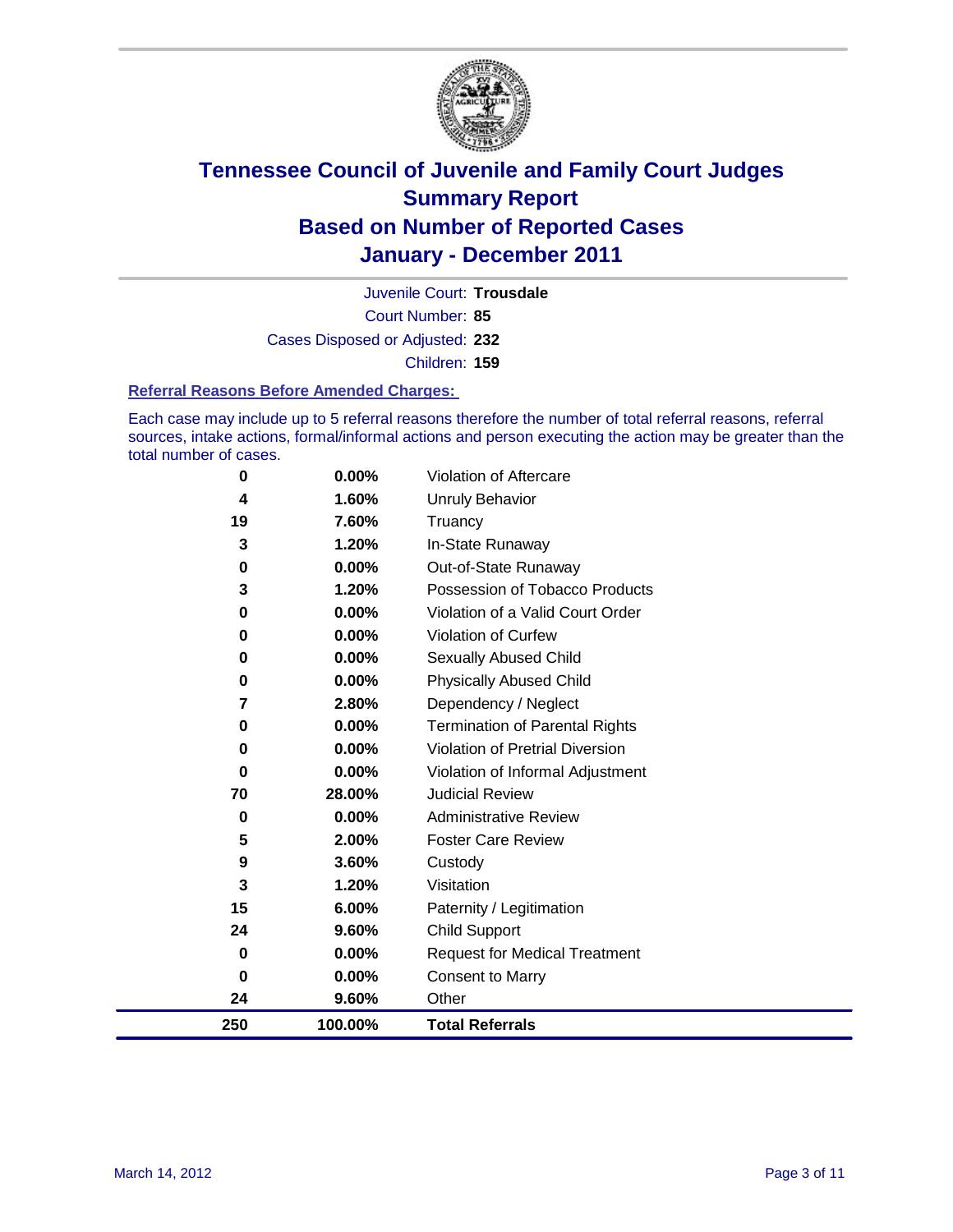# Tennessee Council of Juvenile and Family Court Judges
## Summary Report
## Based on Number of Reported Cases
## January - December 2011

Juvenile Court: **Trousdale**

Court Number: **85**

Cases Disposed or Adjusted: **232**

Children: **159**

### Referral Reasons Before Amended Charges:

Each case may include up to 5 referral reasons therefore the number of total referral reasons, referral sources, intake actions, formal/informal actions and person executing the action may be greater than the total number of cases.

| Count | Percent | Referral Reason |
|---|---|---|
| 0 | 0.00% | Violation of Aftercare |
| 4 | 1.60% | Unruly Behavior |
| 19 | 7.60% | Truancy |
| 3 | 1.20% | In-State Runaway |
| 0 | 0.00% | Out-of-State Runaway |
| 3 | 1.20% | Possession of Tobacco Products |
| 0 | 0.00% | Violation of a Valid Court Order |
| 0 | 0.00% | Violation of Curfew |
| 0 | 0.00% | Sexually Abused Child |
| 0 | 0.00% | Physically Abused Child |
| 7 | 2.80% | Dependency / Neglect |
| 0 | 0.00% | Termination of Parental Rights |
| 0 | 0.00% | Violation of Pretrial Diversion |
| 0 | 0.00% | Violation of Informal Adjustment |
| 70 | 28.00% | Judicial Review |
| 0 | 0.00% | Administrative Review |
| 5 | 2.00% | Foster Care Review |
| 9 | 3.60% | Custody |
| 3 | 1.20% | Visitation |
| 15 | 6.00% | Paternity / Legitimation |
| 24 | 9.60% | Child Support |
| 0 | 0.00% | Request for Medical Treatment |
| 0 | 0.00% | Consent to Marry |
| 24 | 9.60% | Other |
| **250** | **100.00%** | **Total Referrals** |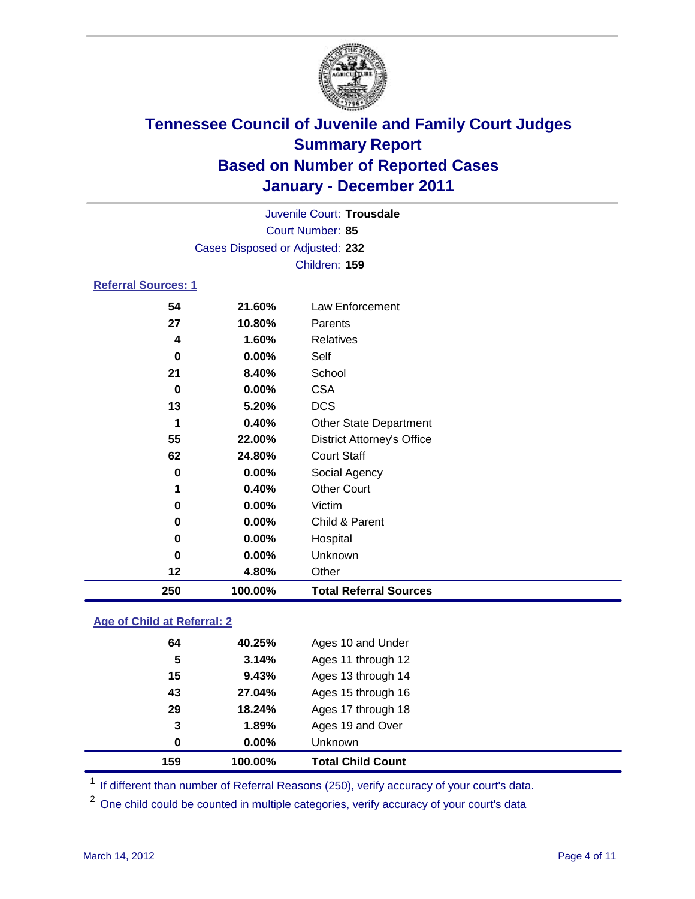# Tennessee Council of Juvenile and Family Court Judges
## Summary Report
## Based on Number of Reported Cases
## January - December 2011

Juvenile Court: **Trousdale**
Court Number: **85**
Cases Disposed or Adjusted: **232**
Children: **159**

### Referral Sources: 1

| | | |
|---|---|---|
| 54 | 21.60% | Law Enforcement |
| 27 | 10.80% | Parents |
| 4 | 1.60% | Relatives |
| 0 | 0.00% | Self |
| 21 | 8.40% | School |
| 0 | 0.00% | CSA |
| 13 | 5.20% | DCS |
| 1 | 0.40% | Other State Department |
| 55 | 22.00% | District Attorney's Office |
| 62 | 24.80% | Court Staff |
| 0 | 0.00% | Social Agency |
| 1 | 0.40% | Other Court |
| 0 | 0.00% | Victim |
| 0 | 0.00% | Child & Parent |
| 0 | 0.00% | Hospital |
| 0 | 0.00% | Unknown |
| 12 | 4.80% | Other |
| **250** | **100.00%** | **Total Referral Sources** |

### Age of Child at Referral: 2

| | | |
|---|---|---|
| 64 | 40.25% | Ages 10 and Under |
| 5 | 3.14% | Ages 11 through 12 |
| 15 | 9.43% | Ages 13 through 14 |
| 43 | 27.04% | Ages 15 through 16 |
| 29 | 18.24% | Ages 17 through 18 |
| 3 | 1.89% | Ages 19 and Over |
| 0 | 0.00% | Unknown |
| **159** | **100.00%** | **Total Child Count** |

[1] If different than number of Referral Reasons (250), verify accuracy of your court's data.

[2] One child could be counted in multiple categories, verify accuracy of your court's data

March 14, 2012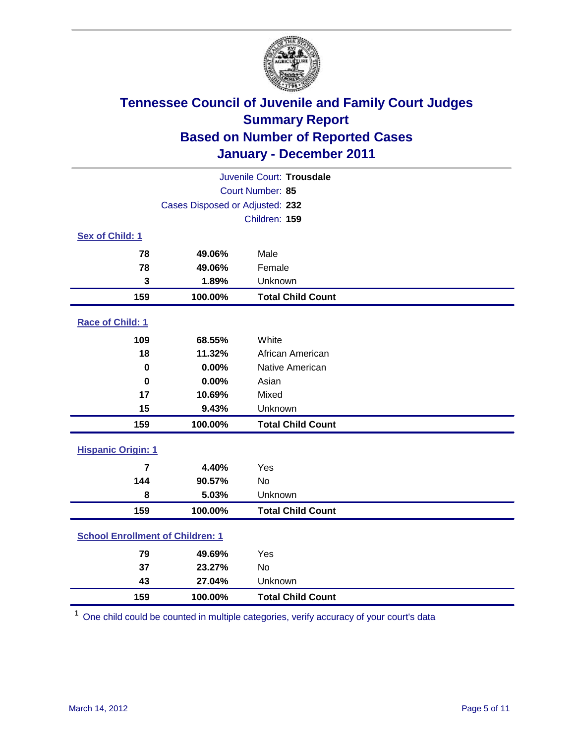# Tennessee Council of Juvenile and Family Court Judges
## Summary Report
## Based on Number of Reported Cases
## January - December 2011

Juvenile Court: **Trousdale**
Court Number: **85**
Cases Disposed or Adjusted: **232**
Children: **159**

### Sex of Child: 1

| Count | Percent | Category |
|---|---|---|
| 78 | 49.06% | Male |
| 78 | 49.06% | Female |
| 3 | 1.89% | Unknown |
| **159** | **100.00%** | **Total Child Count** |

### Race of Child: 1

| Count | Percent | Category |
|---|---|---|
| 109 | 68.55% | White |
| 18 | 11.32% | African American |
| 0 | 0.00% | Native American |
| 0 | 0.00% | Asian |
| 17 | 10.69% | Mixed |
| 15 | 9.43% | Unknown |
| **159** | **100.00%** | **Total Child Count** |

### Hispanic Origin: 1

| Count | Percent | Category |
|---|---|---|
| 7 | 4.40% | Yes |
| 144 | 90.57% | No |
| 8 | 5.03% | Unknown |
| **159** | **100.00%** | **Total Child Count** |

### School Enrollment of Children: 1

| Count | Percent | Category |
|---|---|---|
| 79 | 49.69% | Yes |
| 37 | 23.27% | No |
| 43 | 27.04% | Unknown |
| **159** | **100.00%** | **Total Child Count** |

[1] One child could be counted in multiple categories, verify accuracy of your court's data

March 14, 2012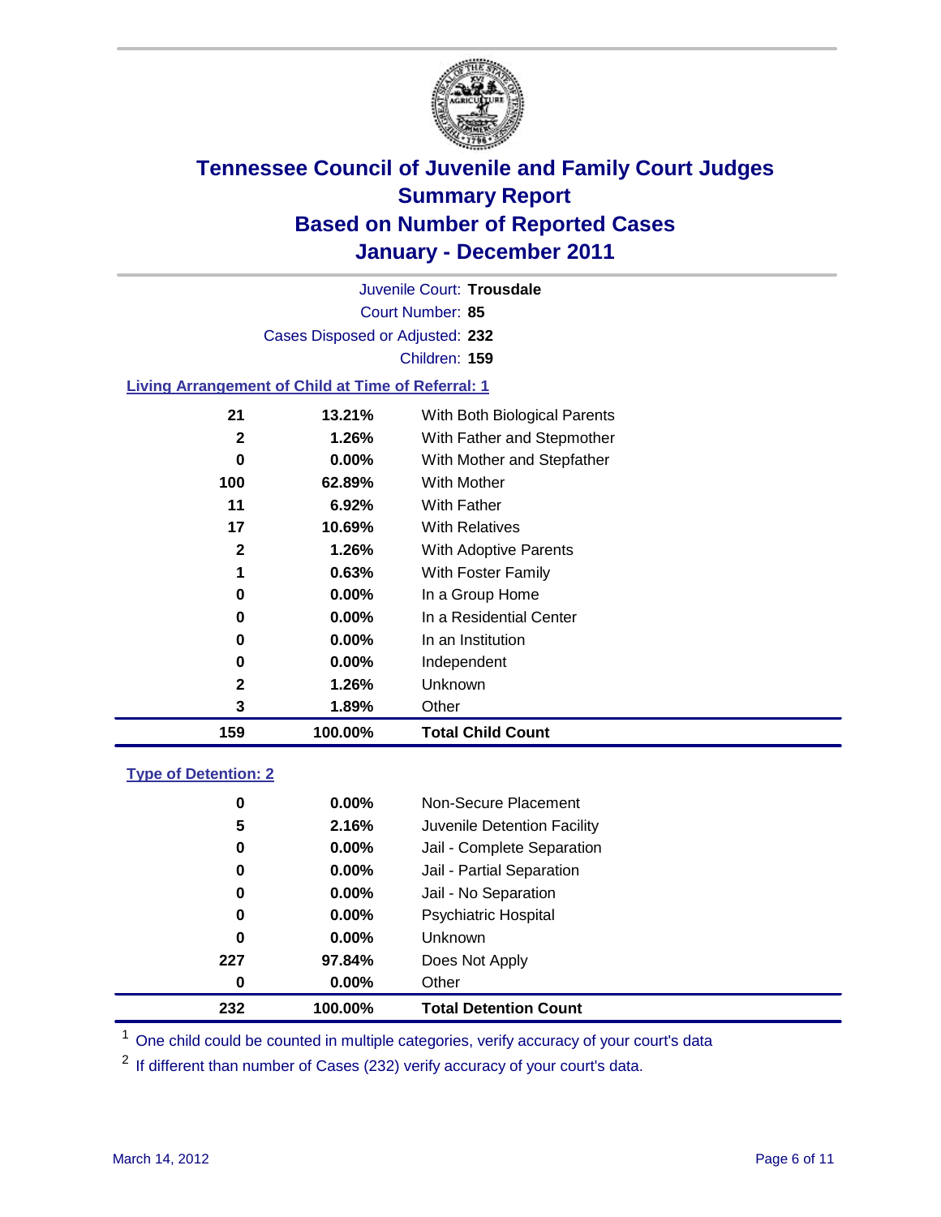# Tennessee Council of Juvenile and Family Court Judges
## Summary Report
## Based on Number of Reported Cases
## January - December 2011

Juvenile Court: **Trousdale**
Court Number: **85**
Cases Disposed or Adjusted: **232**
Children: **159**

### Living Arrangement of Child at Time of Referral: 1

| Count | Percent | Category |
|---|---|---|
| 21 | 13.21% | With Both Biological Parents |
| 2 | 1.26% | With Father and Stepmother |
| 0 | 0.00% | With Mother and Stepfather |
| 100 | 62.89% | With Mother |
| 11 | 6.92% | With Father |
| 17 | 10.69% | With Relatives |
| 2 | 1.26% | With Adoptive Parents |
| 1 | 0.63% | With Foster Family |
| 0 | 0.00% | In a Group Home |
| 0 | 0.00% | In a Residential Center |
| 0 | 0.00% | In an Institution |
| 0 | 0.00% | Independent |
| 2 | 1.26% | Unknown |
| 3 | 1.89% | Other |
| **159** | **100.00%** | **Total Child Count** |

### Type of Detention: 2

| Count | Percent | Category |
|---|---|---|
| 0 | 0.00% | Non-Secure Placement |
| 5 | 2.16% | Juvenile Detention Facility |
| 0 | 0.00% | Jail - Complete Separation |
| 0 | 0.00% | Jail - Partial Separation |
| 0 | 0.00% | Jail - No Separation |
| 0 | 0.00% | Psychiatric Hospital |
| 0 | 0.00% | Unknown |
| 227 | 97.84% | Does Not Apply |
| 0 | 0.00% | Other |
| **232** | **100.00%** | **Total Detention Count** |

[1] One child could be counted in multiple categories, verify accuracy of your court's data

[2] If different than number of Cases (232) verify accuracy of your court's data.

March 14, 2012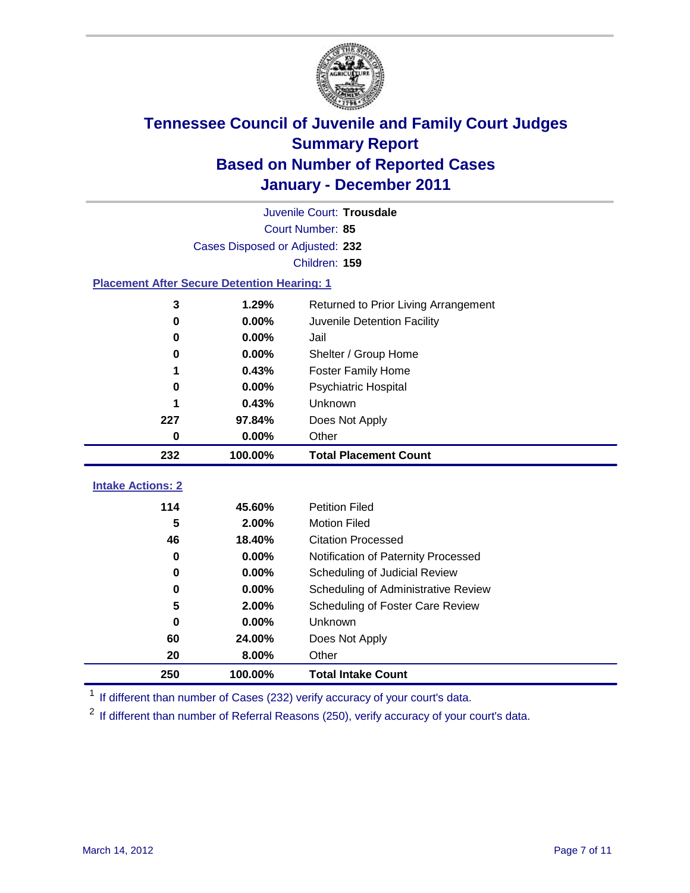# Tennessee Council of Juvenile and Family Court Judges
## Summary Report
## Based on Number of Reported Cases
## January - December 2011

Juvenile Court: **Trousdale**

Court Number: **85**

Cases Disposed or Adjusted: **232**

Children: **159**

### Placement After Secure Detention Hearing: 1

| Count | Percent | Placement |
|---|---|---|
| 3 | 1.29% | Returned to Prior Living Arrangement |
| 0 | 0.00% | Juvenile Detention Facility |
| 0 | 0.00% | Jail |
| 0 | 0.00% | Shelter / Group Home |
| 1 | 0.43% | Foster Family Home |
| 0 | 0.00% | Psychiatric Hospital |
| 1 | 0.43% | Unknown |
| 227 | 97.84% | Does Not Apply |
| 0 | 0.00% | Other |
| **232** | **100.00%** | **Total Placement Count** |

### Intake Actions: 2

| Count | Percent | Intake Action |
|---|---|---|
| 114 | 45.60% | Petition Filed |
| 5 | 2.00% | Motion Filed |
| 46 | 18.40% | Citation Processed |
| 0 | 0.00% | Notification of Paternity Processed |
| 0 | 0.00% | Scheduling of Judicial Review |
| 0 | 0.00% | Scheduling of Administrative Review |
| 5 | 2.00% | Scheduling of Foster Care Review |
| 0 | 0.00% | Unknown |
| 60 | 24.00% | Does Not Apply |
| 20 | 8.00% | Other |
| **250** | **100.00%** | **Total Intake Count** |

[1] If different than number of Cases (232) verify accuracy of your court's data.

[2] If different than number of Referral Reasons (250), verify accuracy of your court's data.

March 14, 2012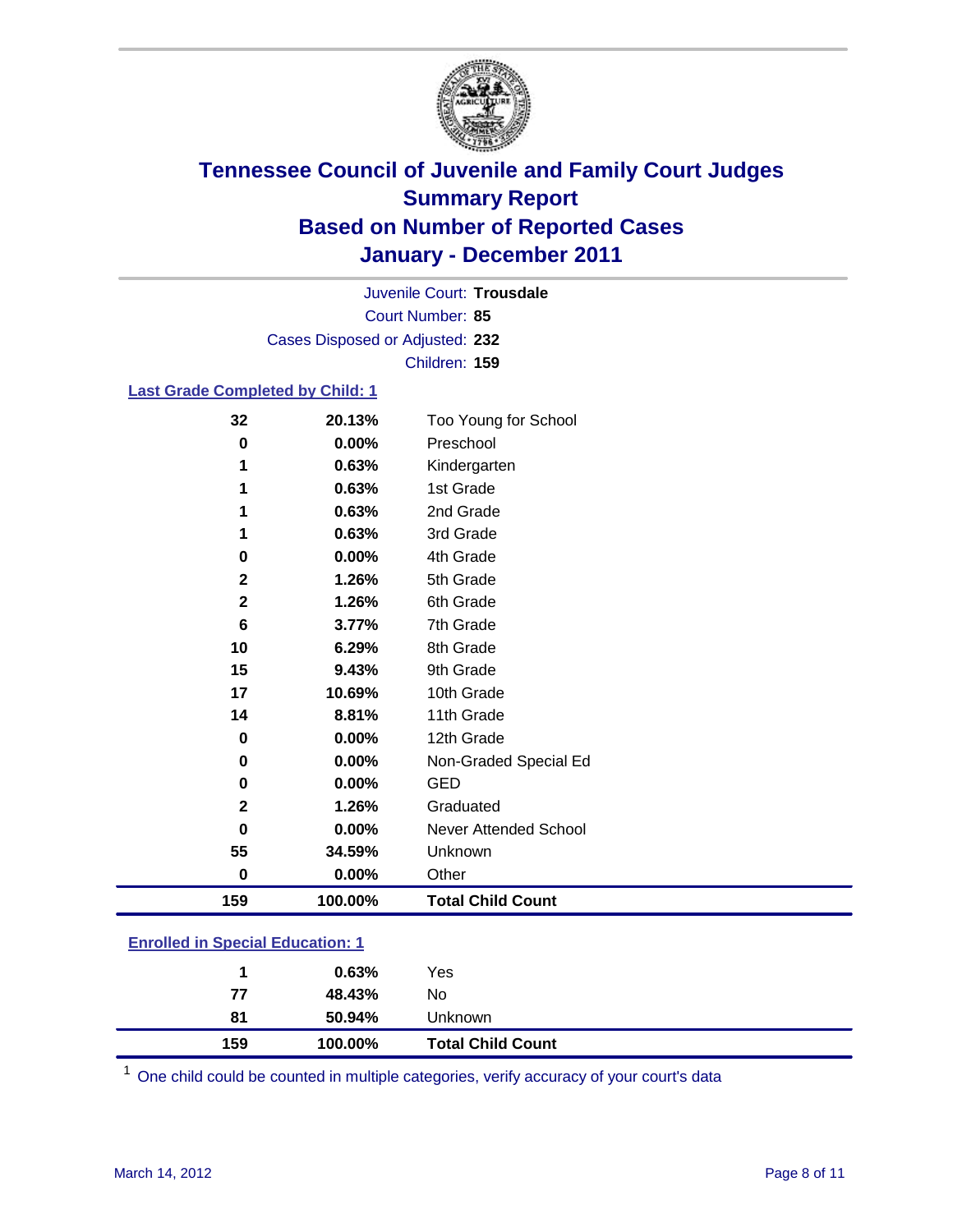# Tennessee Council of Juvenile and Family Court Judges
## Summary Report
## Based on Number of Reported Cases
## January - December 2011

Juvenile Court: **Trousdale**

Court Number: **85**

Cases Disposed or Adjusted: **232**

Children: **159**

### Last Grade Completed by Child: 1

| | | |
|---|---|---|
| 32 | 20.13% | Too Young for School |
| 0 | 0.00% | Preschool |
| 1 | 0.63% | Kindergarten |
| 1 | 0.63% | 1st Grade |
| 1 | 0.63% | 2nd Grade |
| 1 | 0.63% | 3rd Grade |
| 0 | 0.00% | 4th Grade |
| 2 | 1.26% | 5th Grade |
| 2 | 1.26% | 6th Grade |
| 6 | 3.77% | 7th Grade |
| 10 | 6.29% | 8th Grade |
| 15 | 9.43% | 9th Grade |
| 17 | 10.69% | 10th Grade |
| 14 | 8.81% | 11th Grade |
| 0 | 0.00% | 12th Grade |
| 0 | 0.00% | Non-Graded Special Ed |
| 0 | 0.00% | GED |
| 2 | 1.26% | Graduated |
| 0 | 0.00% | Never Attended School |
| 55 | 34.59% | Unknown |
| 0 | 0.00% | Other |
| **159** | **100.00%** | **Total Child Count** |

### Enrolled in Special Education: 1

| | | |
|---|---|---|
| 1 | 0.63% | Yes |
| 77 | 48.43% | No |
| 81 | 50.94% | Unknown |
| **159** | **100.00%** | **Total Child Count** |

[1] One child could be counted in multiple categories, verify accuracy of your court's data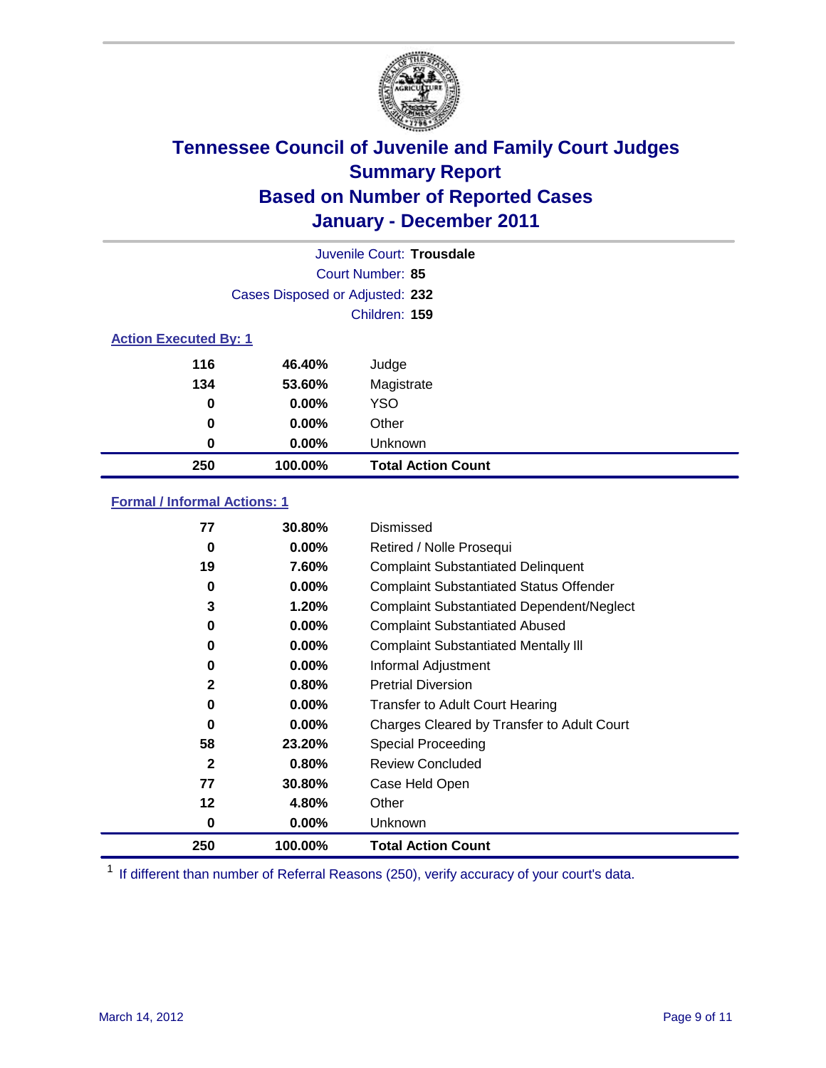# Tennessee Council of Juvenile and Family Court Judges
## Summary Report
## Based on Number of Reported Cases
## January - December 2011

Juvenile Court: **Trousdale**
Court Number: **85**
Cases Disposed or Adjusted: **232**
Children: **159**

### Action Executed By: 1

| | | |
|---|---|---|
| 116 | 46.40% | Judge |
| 134 | 53.60% | Magistrate |
| 0 | 0.00% | YSO |
| 0 | 0.00% | Other |
| 0 | 0.00% | Unknown |
| **250** | **100.00%** | **Total Action Count** |

### Formal / Informal Actions: 1

| | | |
|---|---|---|
| 77 | 30.80% | Dismissed |
| 0 | 0.00% | Retired / Nolle Prosequi |
| 19 | 7.60% | Complaint Substantiated Delinquent |
| 0 | 0.00% | Complaint Substantiated Status Offender |
| 3 | 1.20% | Complaint Substantiated Dependent/Neglect |
| 0 | 0.00% | Complaint Substantiated Abused |
| 0 | 0.00% | Complaint Substantiated Mentally Ill |
| 0 | 0.00% | Informal Adjustment |
| 2 | 0.80% | Pretrial Diversion |
| 0 | 0.00% | Transfer to Adult Court Hearing |
| 0 | 0.00% | Charges Cleared by Transfer to Adult Court |
| 58 | 23.20% | Special Proceeding |
| 2 | 0.80% | Review Concluded |
| 77 | 30.80% | Case Held Open |
| 12 | 4.80% | Other |
| 0 | 0.00% | Unknown |
| **250** | **100.00%** | **Total Action Count** |

[1] If different than number of Referral Reasons (250), verify accuracy of your court's data.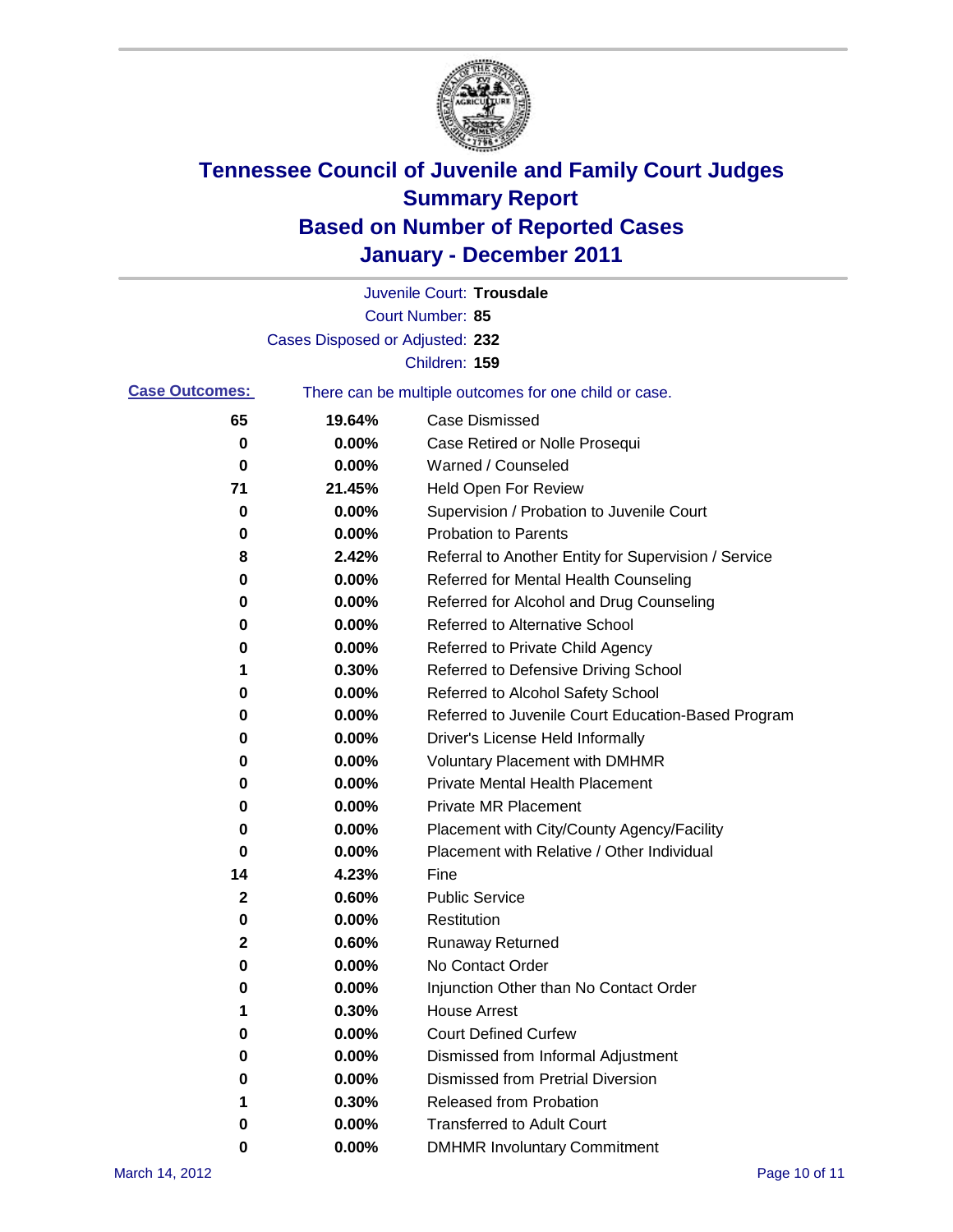# Tennessee Council of Juvenile and Family Court Judges
## Summary Report
## Based on Number of Reported Cases
## January - December 2011

Juvenile Court: **Trousdale**
Court Number: **85**
Cases Disposed or Adjusted: **232**
Children: **159**

**Case Outcomes:** There can be multiple outcomes for one child or case.

| | | |
|---|---|---|
| 65 | 19.64% | Case Dismissed |
| 0 | 0.00% | Case Retired or Nolle Prosequi |
| 0 | 0.00% | Warned / Counseled |
| 71 | 21.45% | Held Open For Review |
| 0 | 0.00% | Supervision / Probation to Juvenile Court |
| 0 | 0.00% | Probation to Parents |
| 8 | 2.42% | Referral to Another Entity for Supervision / Service |
| 0 | 0.00% | Referred for Mental Health Counseling |
| 0 | 0.00% | Referred for Alcohol and Drug Counseling |
| 0 | 0.00% | Referred to Alternative School |
| 0 | 0.00% | Referred to Private Child Agency |
| 1 | 0.30% | Referred to Defensive Driving School |
| 0 | 0.00% | Referred to Alcohol Safety School |
| 0 | 0.00% | Referred to Juvenile Court Education-Based Program |
| 0 | 0.00% | Driver's License Held Informally |
| 0 | 0.00% | Voluntary Placement with DMHMR |
| 0 | 0.00% | Private Mental Health Placement |
| 0 | 0.00% | Private MR Placement |
| 0 | 0.00% | Placement with City/County Agency/Facility |
| 0 | 0.00% | Placement with Relative / Other Individual |
| 14 | 4.23% | Fine |
| 2 | 0.60% | Public Service |
| 0 | 0.00% | Restitution |
| 2 | 0.60% | Runaway Returned |
| 0 | 0.00% | No Contact Order |
| 0 | 0.00% | Injunction Other than No Contact Order |
| 1 | 0.30% | House Arrest |
| 0 | 0.00% | Court Defined Curfew |
| 0 | 0.00% | Dismissed from Informal Adjustment |
| 0 | 0.00% | Dismissed from Pretrial Diversion |
| 1 | 0.30% | Released from Probation |
| 0 | 0.00% | Transferred to Adult Court |
| 0 | 0.00% | DMHMR Involuntary Commitment |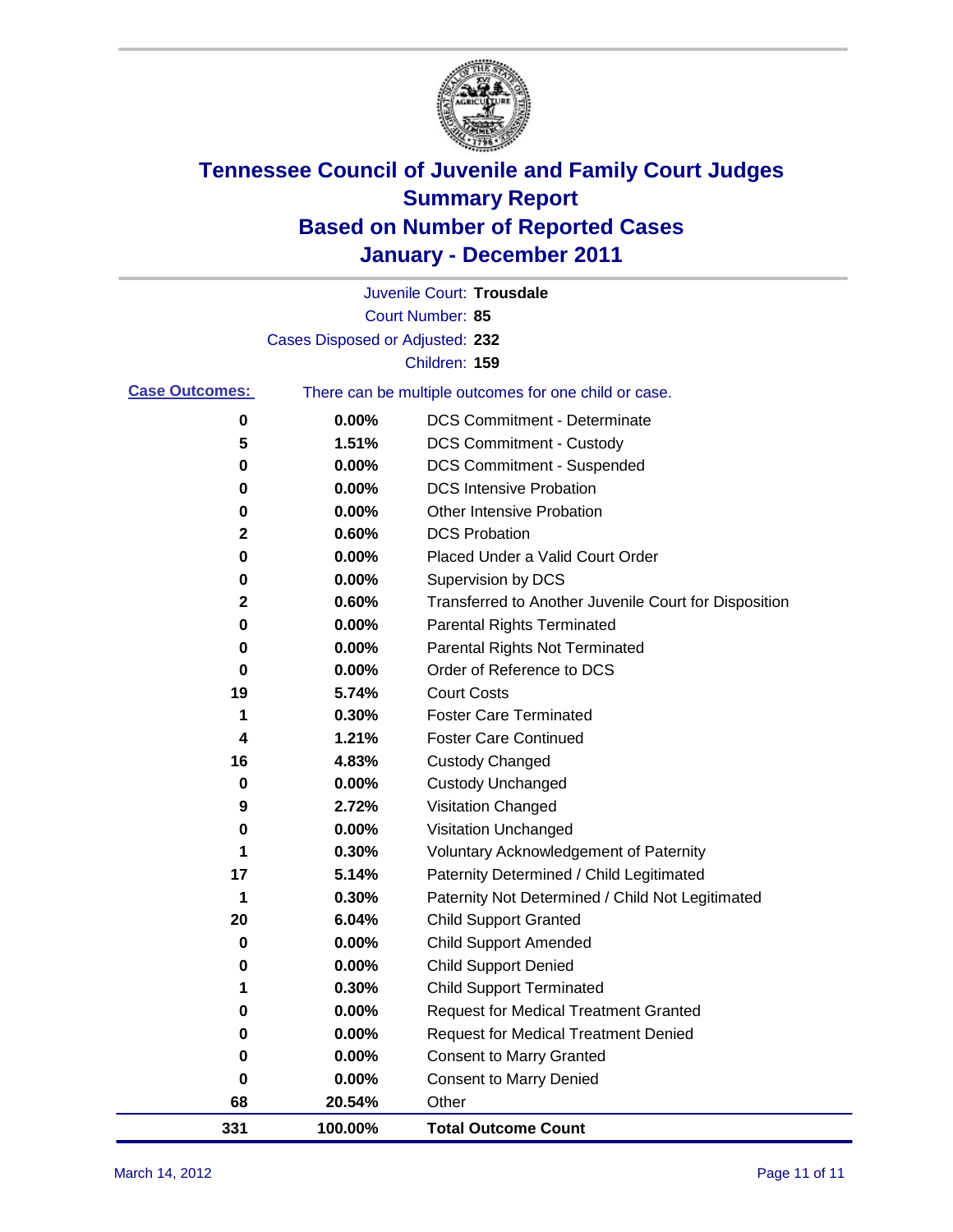# Tennessee Council of Juvenile and Family Court Judges
## Summary Report
## Based on Number of Reported Cases
## January - December 2011

Juvenile Court: **Trousdale**

Court Number: **85**

Cases Disposed or Adjusted: **232**

Children: **159**

**Case Outcomes:** There can be multiple outcomes for one child or case.

| | | |
|---|---|---|
| 0 | 0.00% | DCS Commitment - Determinate |
| 5 | 1.51% | DCS Commitment - Custody |
| 0 | 0.00% | DCS Commitment - Suspended |
| 0 | 0.00% | DCS Intensive Probation |
| 0 | 0.00% | Other Intensive Probation |
| 2 | 0.60% | DCS Probation |
| 0 | 0.00% | Placed Under a Valid Court Order |
| 0 | 0.00% | Supervision by DCS |
| 2 | 0.60% | Transferred to Another Juvenile Court for Disposition |
| 0 | 0.00% | Parental Rights Terminated |
| 0 | 0.00% | Parental Rights Not Terminated |
| 0 | 0.00% | Order of Reference to DCS |
| 19 | 5.74% | Court Costs |
| 1 | 0.30% | Foster Care Terminated |
| 4 | 1.21% | Foster Care Continued |
| 16 | 4.83% | Custody Changed |
| 0 | 0.00% | Custody Unchanged |
| 9 | 2.72% | Visitation Changed |
| 0 | 0.00% | Visitation Unchanged |
| 1 | 0.30% | Voluntary Acknowledgement of Paternity |
| 17 | 5.14% | Paternity Determined / Child Legitimated |
| 1 | 0.30% | Paternity Not Determined / Child Not Legitimated |
| 20 | 6.04% | Child Support Granted |
| 0 | 0.00% | Child Support Amended |
| 0 | 0.00% | Child Support Denied |
| 1 | 0.30% | Child Support Terminated |
| 0 | 0.00% | Request for Medical Treatment Granted |
| 0 | 0.00% | Request for Medical Treatment Denied |
| 0 | 0.00% | Consent to Marry Granted |
| 0 | 0.00% | Consent to Marry Denied |
| 68 | 20.54% | Other |
| **331** | **100.00%** | **Total Outcome Count** |

March 14, 2012